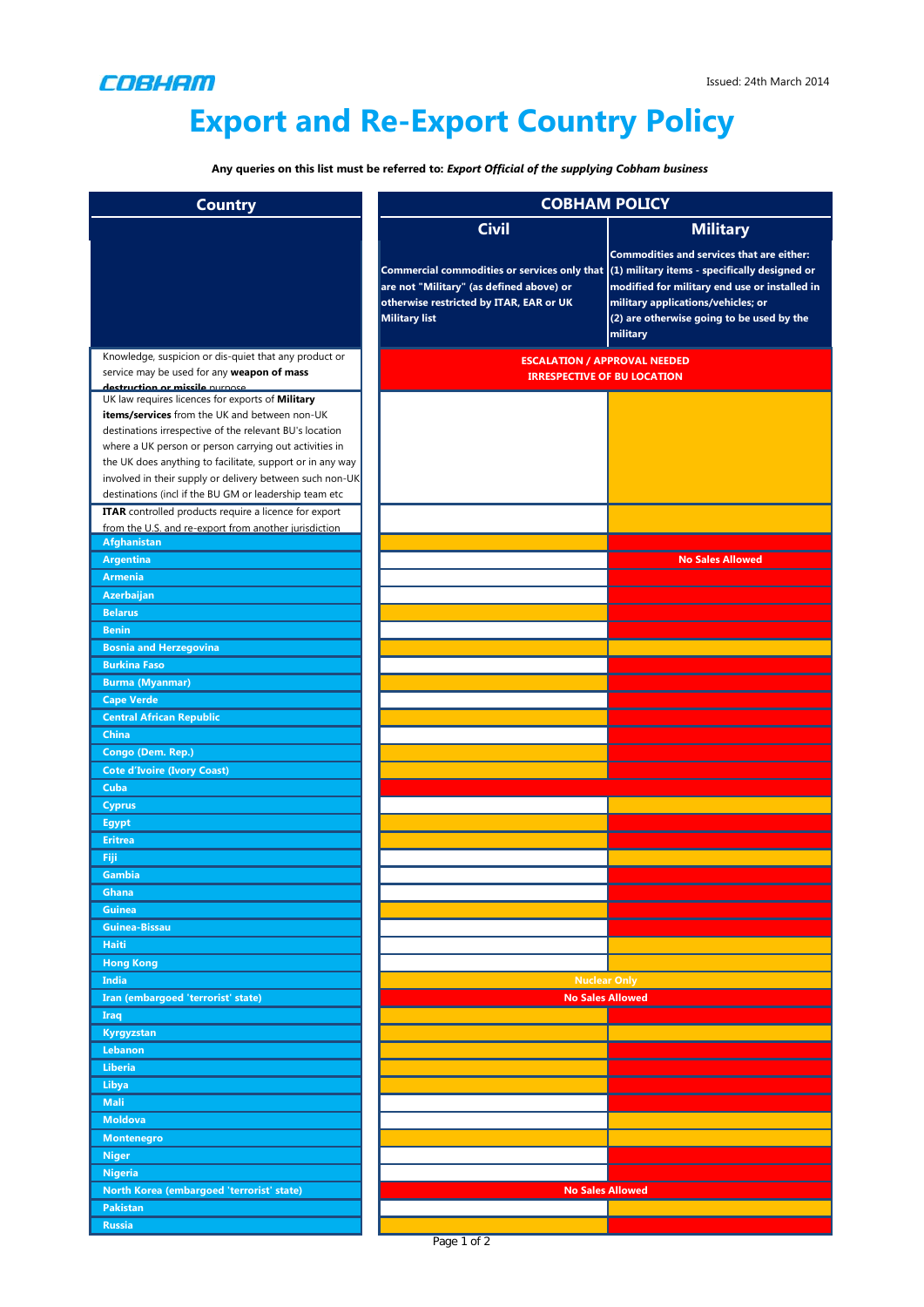# COBHAM

Issued: 24th March 2014

# Export and Re-Export Country Policy

**Any queries on this list must be referred to:** ***Export Official of the supplying Cobham business***

Cell colours are shown in brackets.

| Country | COBHAM POLICY | |
|---|---|---|
| | **Civil** | **Military** |
| | **Commercial commodities or services only that are not "Military" (as defined above) or otherwise restricted by ITAR, EAR or UK Military list** | **Commodities and services that are either: (1) military items - specifically designed or modified for military end use or installed in military applications/vehicles; or (2) are otherwise going to be used by the military** |
| Knowledge, suspicion or dis-quiet that any product or service may be used for any **weapon of mass destruction or missile** purpose | **ESCALATION / APPROVAL NEEDED IRRESPECTIVE OF BU LOCATION** [Red] | |
| UK law requires licences for exports of **Military items/services** from the UK and between non-UK destinations irrespective of the relevant BU's location where a UK person or person carrying out activities in the UK does anything to facilitate, support or in any way involved in their supply or delivery between such non-UK destinations (incl if the BU GM or leadership team etc | [White] | [Amber] |
| **ITAR** controlled products require a licence for export from the U.S. and re-export from another jurisdiction | [White] | [Amber] |
| **Afghanistan** | [Amber] | [Red] |
| **Argentina** | [White] | **No Sales Allowed** [Red] |
| **Armenia** | [White] | [Red] |
| **Azerbaijan** | [White] | [Red] |
| **Belarus** | [Amber] | [Red] |
| **Benin** | [White] | [Red] |
| **Bosnia and Herzegovina** | [Amber] | [Amber] |
| **Burkina Faso** | [White] | [Red] |
| **Burma (Myanmar)** | [Amber] | [Red] |
| **Cape Verde** | [White] | [Red] |
| **Central African Republic** | [Amber] | [Red] |
| **China** | [White] | [Red] |
| **Congo (Dem. Rep.)** | [Amber] | [Red] |
| **Cote d'Ivoire (Ivory Coast)** | [Amber] | [Red] |
| **Cuba** | [Red] | [Red] |
| **Cyprus** | [White] | [Amber] |
| **Egypt** | [Amber] | [Red] |
| **Eritrea** | [Amber] | [Red] |
| **Fiji** | [White] | [Amber] |
| **Gambia** | [White] | [Red] |
| **Ghana** | [White] | [Red] |
| **Guinea** | [Amber] | [Red] |
| **Guinea-Bissau** | [White] | [Red] |
| **Haiti** | [White] | [Amber] |
| **Hong Kong** | [White] | [Amber] |
| **India** | **Nuclear Only** [Amber] | |
| **Iran (embargoed 'terrorist' state)** | **No Sales Allowed** [Red] | |
| **Iraq** | [Amber] | [Red] |
| **Kyrgyzstan** | [Amber] | [Amber] |
| **Lebanon** | [Amber] | [Red] |
| **Liberia** | [Amber] | [Red] |
| **Libya** | [Amber] | [Red] |
| **Mali** | [White] | [Red] |
| **Moldova** | [White] | [Amber] |
| **Montenegro** | [Amber] | [Amber] |
| **Niger** | [White] | [Red] |
| **Nigeria** | [White] | [Red] |
| **North Korea (embargoed 'terrorist' state)** | **No Sales Allowed** [Red] | |
| **Pakistan** | [White] | [Amber] |
| **Russia** | [Amber] | [Red] |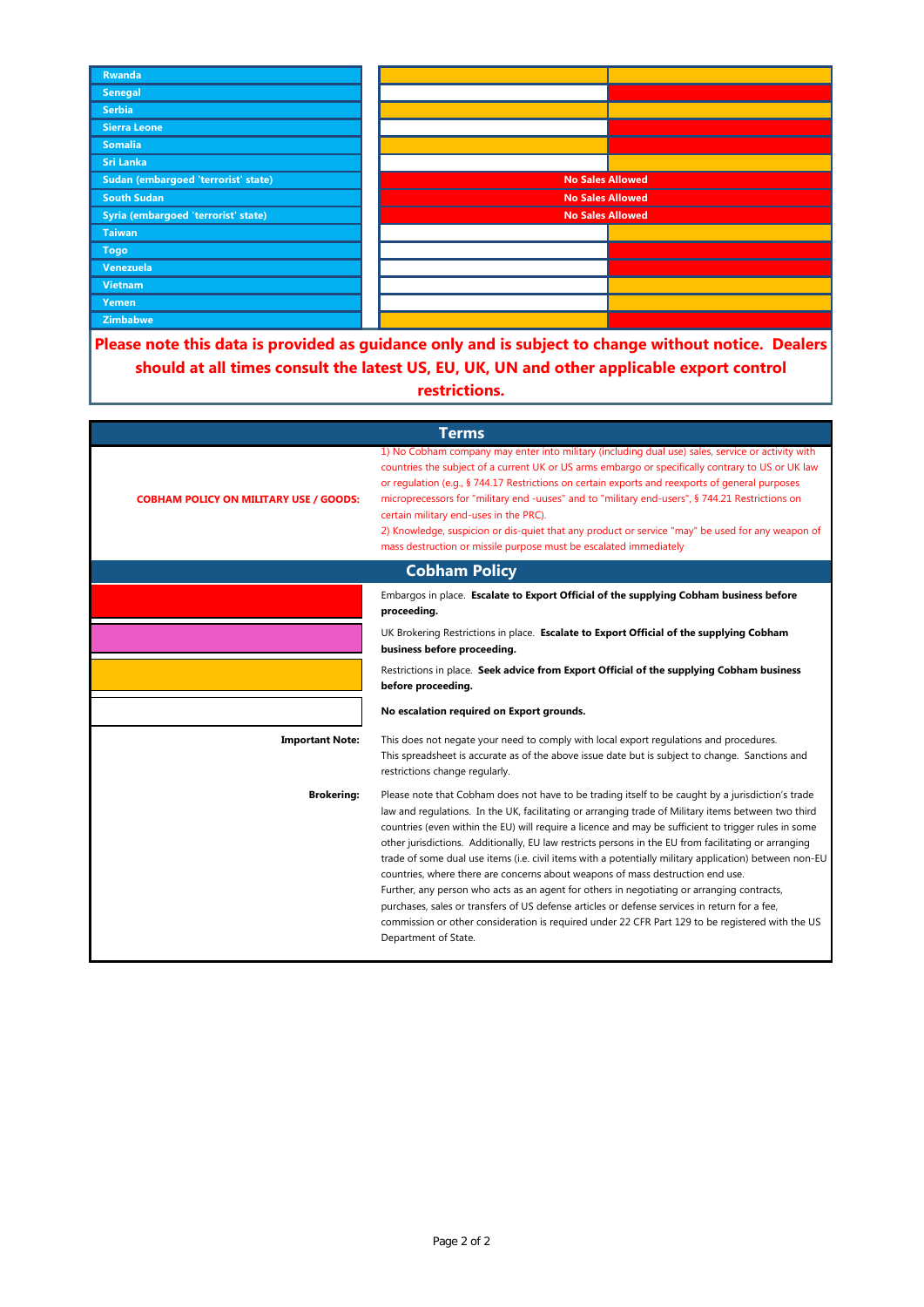| | | |
|---|---|---|
| Rwanda | | |
| Senegal | | |
| Serbia | | |
| Sierra Leone | | |
| Somalia | | |
| Sri Lanka | | |
| Sudan (embargoed 'terrorist' state) | No Sales Allowed | |
| South Sudan | No Sales Allowed | |
| Syria (embargoed 'terrorist' state) | No Sales Allowed | |
| Taiwan | | |
| Togo | | |
| Venezuela | | |
| Vietnam | | |
| Yemen | | |
| Zimbabwe | | |

**Please note this data is provided as guidance only and is subject to change without notice. Dealers should at all times consult the latest US, EU, UK, UN and other applicable export control restrictions.**

## Terms

**COBHAM POLICY ON MILITARY USE / GOODS:**

1) No Cobham company may enter into military (including dual use) sales, service or activity with countries the subject of a current UK or US arms embargo or specifically contrary to US or UK law or regulation (e.g., § 744.17 Restrictions on certain exports and reexports of general purposes microprecessors for "military end -uuses" and to "military end-users", § 744.21 Restrictions on certain military end-uses in the PRC).

2) Knowledge, suspicion or dis-quiet that any product or service "may" be used for any weapon of mass destruction or missile purpose must be escalated immediately

## Cobham Policy

| | |
|---|---|
| (Red) | Embargos in place. **Escalate to Export Official of the supplying Cobham business before proceeding.** |
| (Pink) | UK Brokering Restrictions in place. **Escalate to Export Official of the supplying Cobham business before proceeding.** |
| (Amber) | Restrictions in place. **Seek advice from Export Official of the supplying Cobham business before proceeding.** |
| (White) | **No escalation required on Export grounds.** |

**Important Note:**

This does not negate your need to comply with local export regulations and procedures.
This spreadsheet is accurate as of the above issue date but is subject to change. Sanctions and restrictions change regularly.

**Brokering:**

Please note that Cobham does not have to be trading itself to be caught by a jurisdiction's trade law and regulations. In the UK, facilitating or arranging trade of Military items between two third countries (even within the EU) will require a licence and may be sufficient to trigger rules in some other jurisdictions. Additionally, EU law restricts persons in the EU from facilitating or arranging trade of some dual use items (i.e. civil items with a potentially military application) between non-EU countries, where there are concerns about weapons of mass destruction end use.
Further, any person who acts as an agent for others in negotiating or arranging contracts, purchases, sales or transfers of US defense articles or defense services in return for a fee, commission or other consideration is required under 22 CFR Part 129 to be registered with the US Department of State.